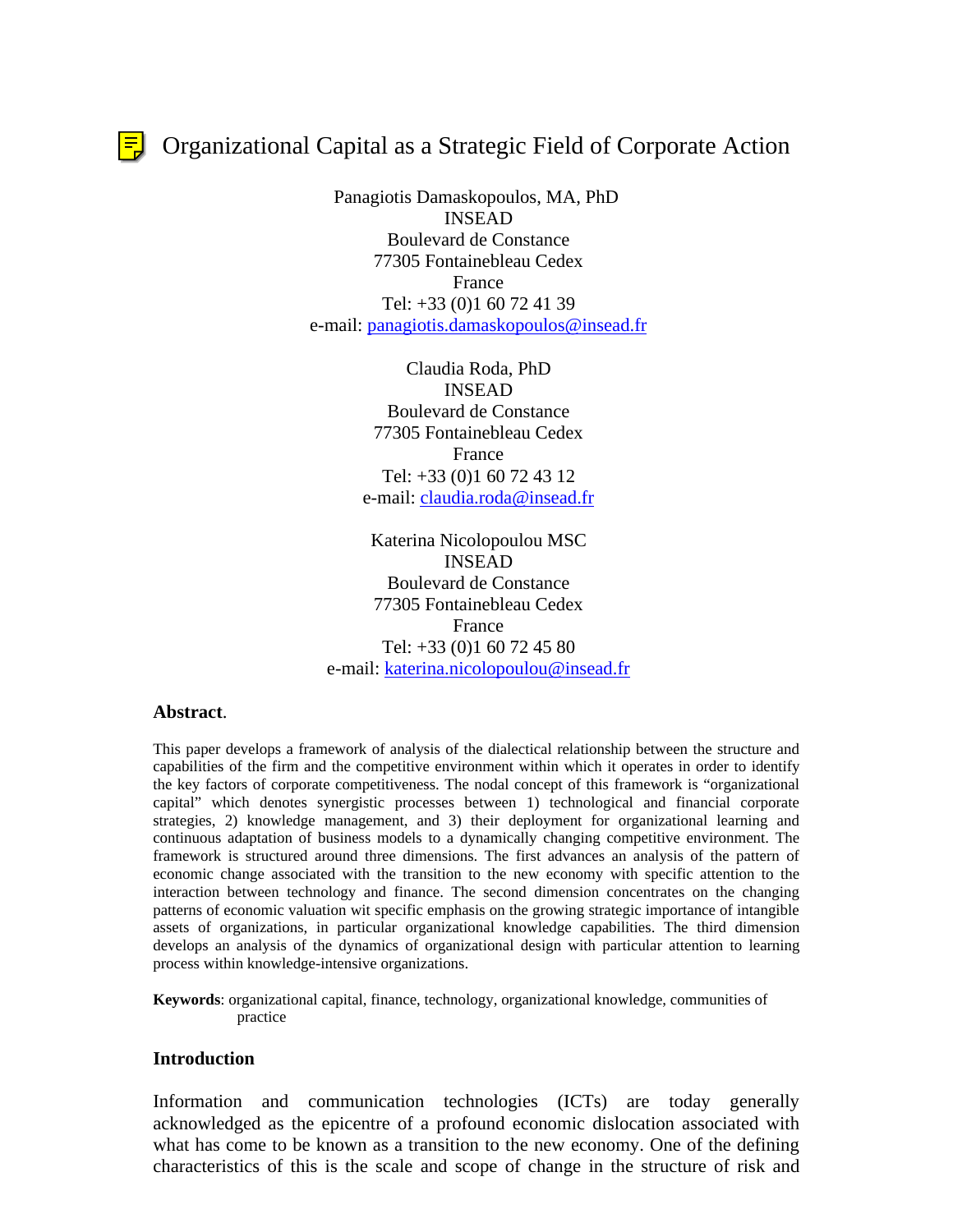# Organizational Capital as a Strategic Field of Corporate Action

Panagiotis Damaskopoulos, MA, PhD
INSEAD
Boulevard de Constance
77305 Fontainebleau Cedex
France
Tel: +33 (0)1 60 72 41 39
e-mail: panagiotis.damaskopoulos@insead.fr

Claudia Roda, PhD
INSEAD
Boulevard de Constance
77305 Fontainebleau Cedex
France
Tel: +33 (0)1 60 72 43 12
e-mail: claudia.roda@insead.fr

Katerina Nicolopoulou MSC
INSEAD
Boulevard de Constance
77305 Fontainebleau Cedex
France
Tel: +33 (0)1 60 72 45 80
e-mail: katerina.nicolopoulou@insead.fr

## Abstract.

This paper develops a framework of analysis of the dialectical relationship between the structure and capabilities of the firm and the competitive environment within which it operates in order to identify the key factors of corporate competitiveness. The nodal concept of this framework is "organizational capital" which denotes synergistic processes between 1) technological and financial corporate strategies, 2) knowledge management, and 3) their deployment for organizational learning and continuous adaptation of business models to a dynamically changing competitive environment. The framework is structured around three dimensions. The first advances an analysis of the pattern of economic change associated with the transition to the new economy with specific attention to the interaction between technology and finance. The second dimension concentrates on the changing patterns of economic valuation wit specific emphasis on the growing strategic importance of intangible assets of organizations, in particular organizational knowledge capabilities. The third dimension develops an analysis of the dynamics of organizational design with particular attention to learning process within knowledge-intensive organizations.

**Keywords**: organizational capital, finance, technology, organizational knowledge, communities of practice

## Introduction

Information and communication technologies (ICTs) are today generally acknowledged as the epicentre of a profound economic dislocation associated with what has come to be known as a transition to the new economy. One of the defining characteristics of this is the scale and scope of change in the structure of risk and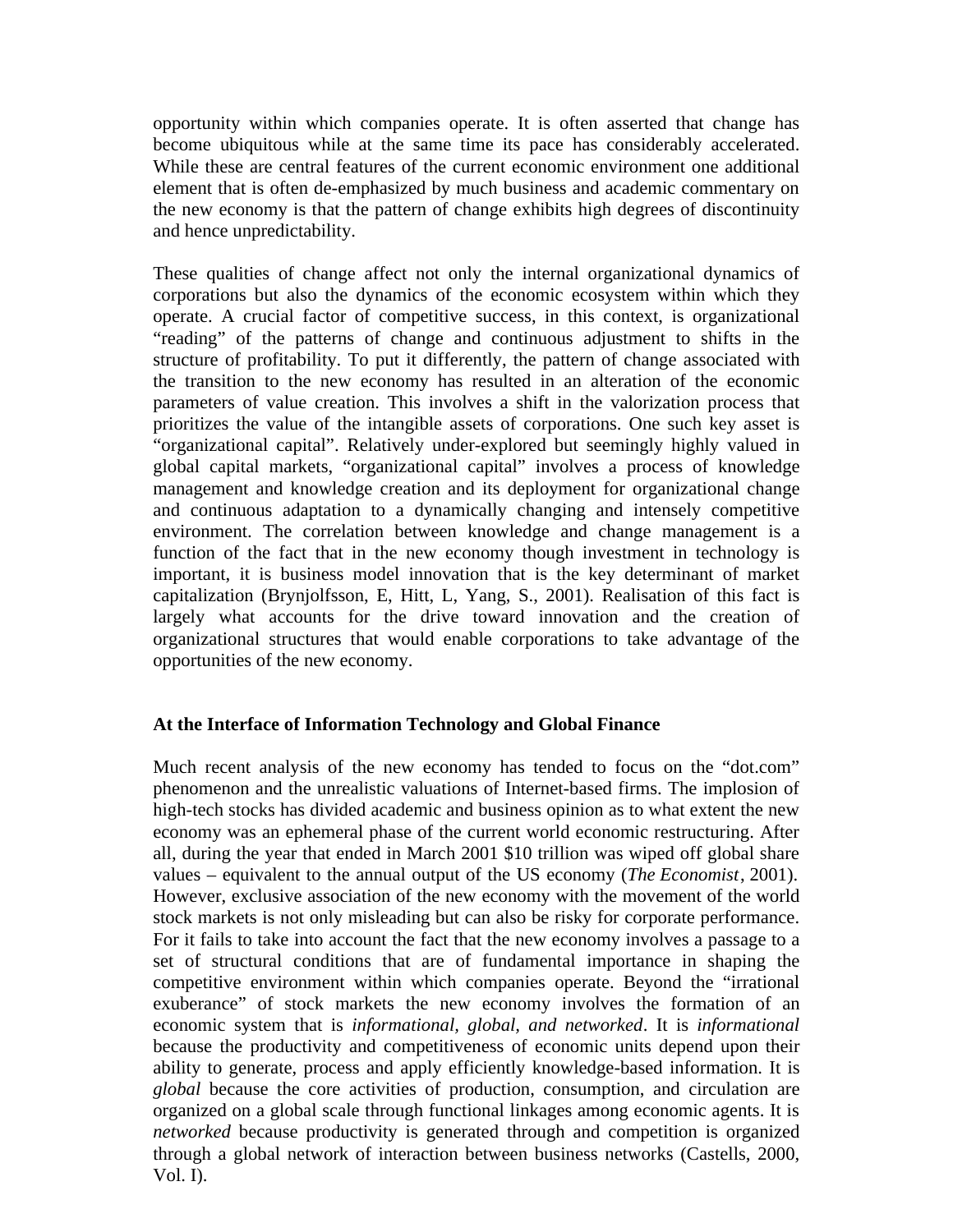opportunity within which companies operate. It is often asserted that change has become ubiquitous while at the same time its pace has considerably accelerated. While these are central features of the current economic environment one additional element that is often de-emphasized by much business and academic commentary on the new economy is that the pattern of change exhibits high degrees of discontinuity and hence unpredictability.

These qualities of change affect not only the internal organizational dynamics of corporations but also the dynamics of the economic ecosystem within which they operate. A crucial factor of competitive success, in this context, is organizational "reading" of the patterns of change and continuous adjustment to shifts in the structure of profitability. To put it differently, the pattern of change associated with the transition to the new economy has resulted in an alteration of the economic parameters of value creation. This involves a shift in the valorization process that prioritizes the value of the intangible assets of corporations. One such key asset is "organizational capital". Relatively under-explored but seemingly highly valued in global capital markets, "organizational capital" involves a process of knowledge management and knowledge creation and its deployment for organizational change and continuous adaptation to a dynamically changing and intensely competitive environment. The correlation between knowledge and change management is a function of the fact that in the new economy though investment in technology is important, it is business model innovation that is the key determinant of market capitalization (Brynjolfsson, E, Hitt, L, Yang, S., 2001). Realisation of this fact is largely what accounts for the drive toward innovation and the creation of organizational structures that would enable corporations to take advantage of the opportunities of the new economy.

## At the Interface of Information Technology and Global Finance

Much recent analysis of the new economy has tended to focus on the "dot.com" phenomenon and the unrealistic valuations of Internet-based firms. The implosion of high-tech stocks has divided academic and business opinion as to what extent the new economy was an ephemeral phase of the current world economic restructuring. After all, during the year that ended in March 2001 $10 trillion was wiped off global share values – equivalent to the annual output of the US economy (*The Economist*, 2001). However, exclusive association of the new economy with the movement of the world stock markets is not only misleading but can also be risky for corporate performance. For it fails to take into account the fact that the new economy involves a passage to a set of structural conditions that are of fundamental importance in shaping the competitive environment within which companies operate. Beyond the "irrational exuberance" of stock markets the new economy involves the formation of an economic system that is *informational, global, and networked*. It is *informational* because the productivity and competitiveness of economic units depend upon their ability to generate, process and apply efficiently knowledge-based information. It is *global* because the core activities of production, consumption, and circulation are organized on a global scale through functional linkages among economic agents. It is *networked* because productivity is generated through and competition is organized through a global network of interaction between business networks (Castells, 2000, Vol. I).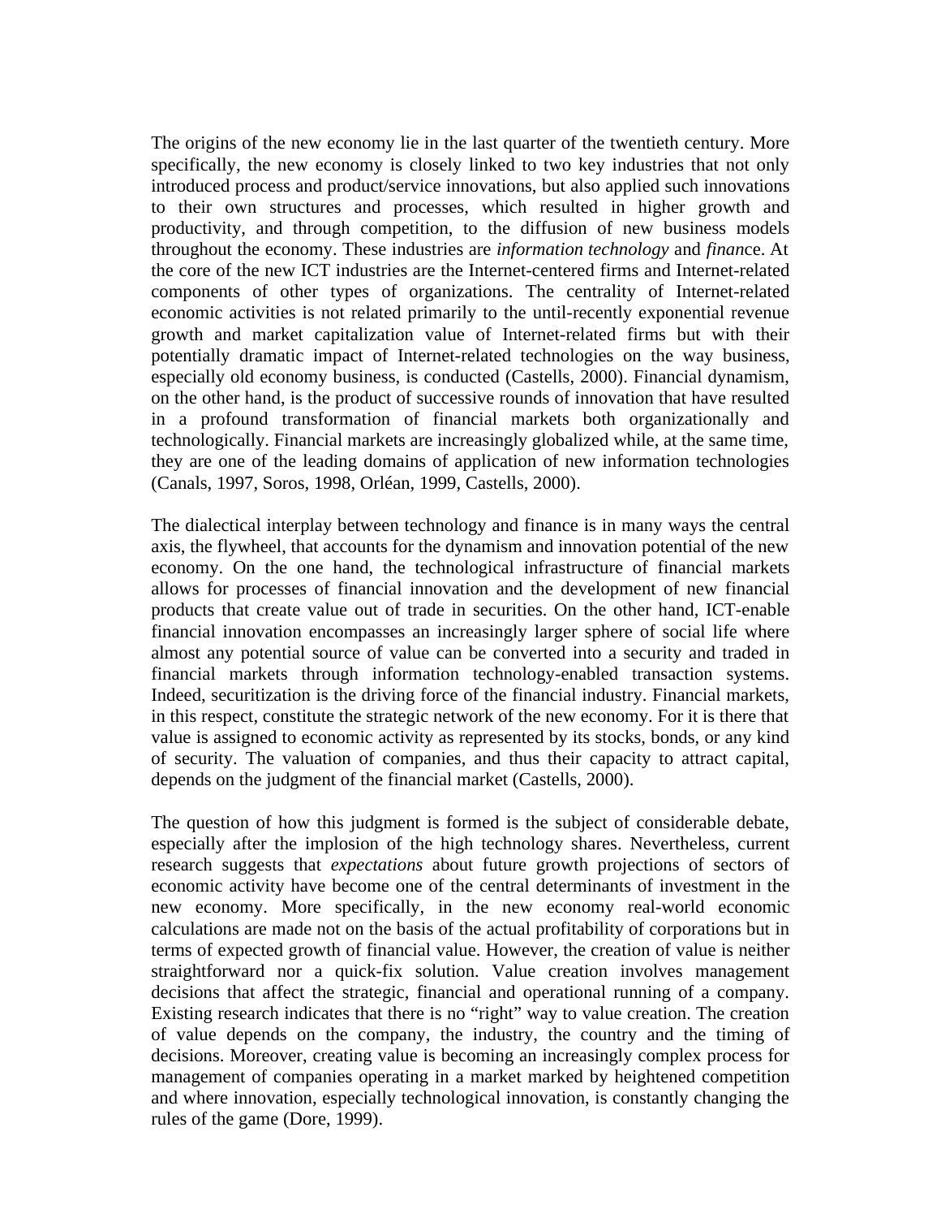The origins of the new economy lie in the last quarter of the twentieth century. More specifically, the new economy is closely linked to two key industries that not only introduced process and product/service innovations, but also applied such innovations to their own structures and processes, which resulted in higher growth and productivity, and through competition, to the diffusion of new business models throughout the economy. These industries are *information technology* and *finan*ce. At the core of the new ICT industries are the Internet-centered firms and Internet-related components of other types of organizations. The centrality of Internet-related economic activities is not related primarily to the until-recently exponential revenue growth and market capitalization value of Internet-related firms but with their potentially dramatic impact of Internet-related technologies on the way business, especially old economy business, is conducted (Castells, 2000). Financial dynamism, on the other hand, is the product of successive rounds of innovation that have resulted in a profound transformation of financial markets both organizationally and technologically. Financial markets are increasingly globalized while, at the same time, they are one of the leading domains of application of new information technologies (Canals, 1997, Soros, 1998, Orléan, 1999, Castells, 2000).

The dialectical interplay between technology and finance is in many ways the central axis, the flywheel, that accounts for the dynamism and innovation potential of the new economy. On the one hand, the technological infrastructure of financial markets allows for processes of financial innovation and the development of new financial products that create value out of trade in securities. On the other hand, ICT-enable financial innovation encompasses an increasingly larger sphere of social life where almost any potential source of value can be converted into a security and traded in financial markets through information technology-enabled transaction systems. Indeed, securitization is the driving force of the financial industry. Financial markets, in this respect, constitute the strategic network of the new economy. For it is there that value is assigned to economic activity as represented by its stocks, bonds, or any kind of security. The valuation of companies, and thus their capacity to attract capital, depends on the judgment of the financial market (Castells, 2000).

The question of how this judgment is formed is the subject of considerable debate, especially after the implosion of the high technology shares. Nevertheless, current research suggests that *expectations* about future growth projections of sectors of economic activity have become one of the central determinants of investment in the new economy. More specifically, in the new economy real-world economic calculations are made not on the basis of the actual profitability of corporations but in terms of expected growth of financial value. However, the creation of value is neither straightforward nor a quick-fix solution. Value creation involves management decisions that affect the strategic, financial and operational running of a company. Existing research indicates that there is no "right" way to value creation. The creation of value depends on the company, the industry, the country and the timing of decisions. Moreover, creating value is becoming an increasingly complex process for management of companies operating in a market marked by heightened competition and where innovation, especially technological innovation, is constantly changing the rules of the game (Dore, 1999).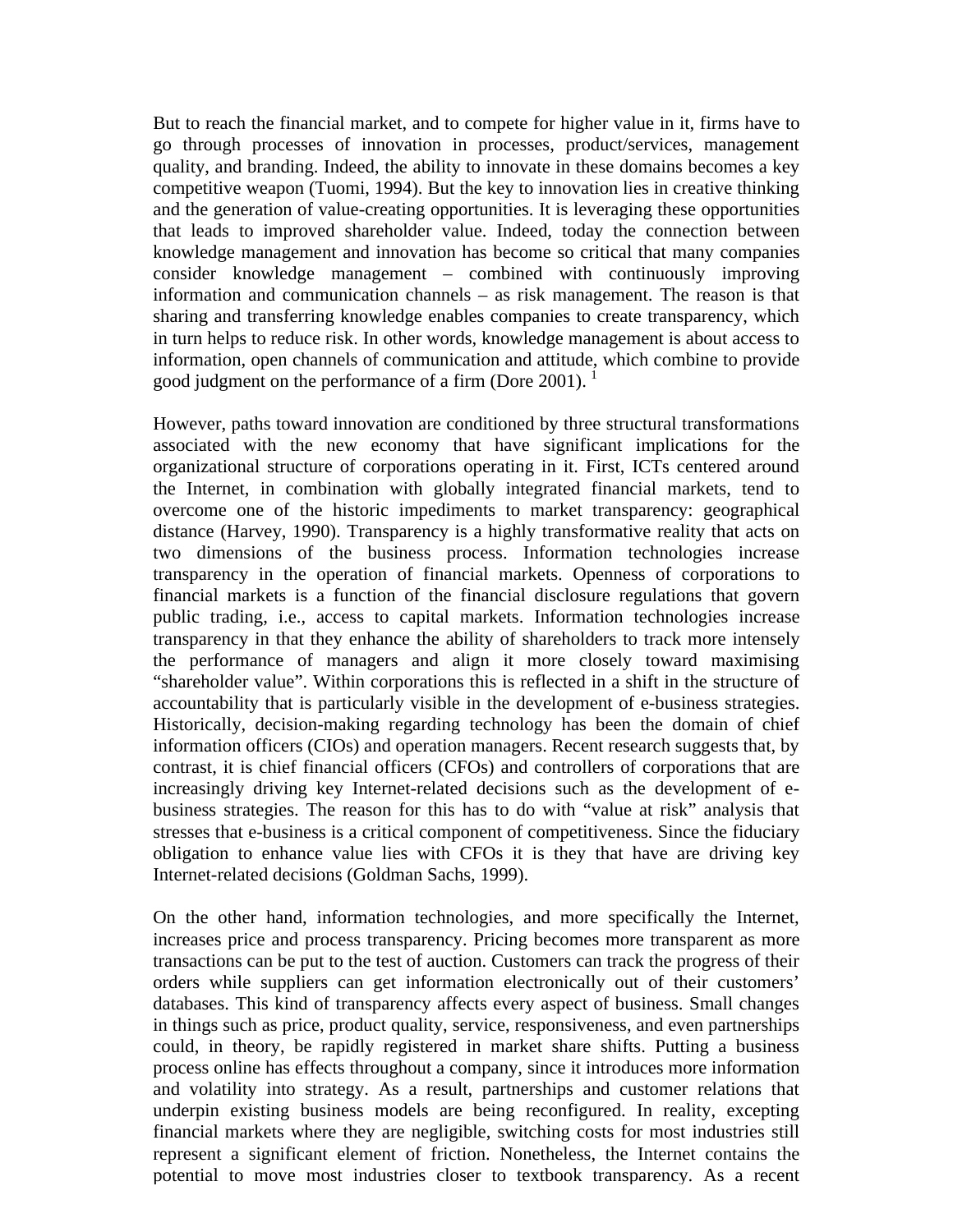But to reach the financial market, and to compete for higher value in it, firms have to go through processes of innovation in processes, product/services, management quality, and branding. Indeed, the ability to innovate in these domains becomes a key competitive weapon (Tuomi, 1994). But the key to innovation lies in creative thinking and the generation of value-creating opportunities. It is leveraging these opportunities that leads to improved shareholder value. Indeed, today the connection between knowledge management and innovation has become so critical that many companies consider knowledge management – combined with continuously improving information and communication channels – as risk management. The reason is that sharing and transferring knowledge enables companies to create transparency, which in turn helps to reduce risk. In other words, knowledge management is about access to information, open channels of communication and attitude, which combine to provide good judgment on the performance of a firm (Dore 2001). [1]

However, paths toward innovation are conditioned by three structural transformations associated with the new economy that have significant implications for the organizational structure of corporations operating in it. First, ICTs centered around the Internet, in combination with globally integrated financial markets, tend to overcome one of the historic impediments to market transparency: geographical distance (Harvey, 1990). Transparency is a highly transformative reality that acts on two dimensions of the business process. Information technologies increase transparency in the operation of financial markets. Openness of corporations to financial markets is a function of the financial disclosure regulations that govern public trading, i.e., access to capital markets. Information technologies increase transparency in that they enhance the ability of shareholders to track more intensely the performance of managers and align it more closely toward maximising "shareholder value". Within corporations this is reflected in a shift in the structure of accountability that is particularly visible in the development of e-business strategies. Historically, decision-making regarding technology has been the domain of chief information officers (CIOs) and operation managers. Recent research suggests that, by contrast, it is chief financial officers (CFOs) and controllers of corporations that are increasingly driving key Internet-related decisions such as the development of e-business strategies. The reason for this has to do with "value at risk" analysis that stresses that e-business is a critical component of competitiveness. Since the fiduciary obligation to enhance value lies with CFOs it is they that have are driving key Internet-related decisions (Goldman Sachs, 1999).

On the other hand, information technologies, and more specifically the Internet, increases price and process transparency. Pricing becomes more transparent as more transactions can be put to the test of auction. Customers can track the progress of their orders while suppliers can get information electronically out of their customers' databases. This kind of transparency affects every aspect of business. Small changes in things such as price, product quality, service, responsiveness, and even partnerships could, in theory, be rapidly registered in market share shifts. Putting a business process online has effects throughout a company, since it introduces more information and volatility into strategy. As a result, partnerships and customer relations that underpin existing business models are being reconfigured. In reality, excepting financial markets where they are negligible, switching costs for most industries still represent a significant element of friction. Nonetheless, the Internet contains the potential to move most industries closer to textbook transparency. As a recent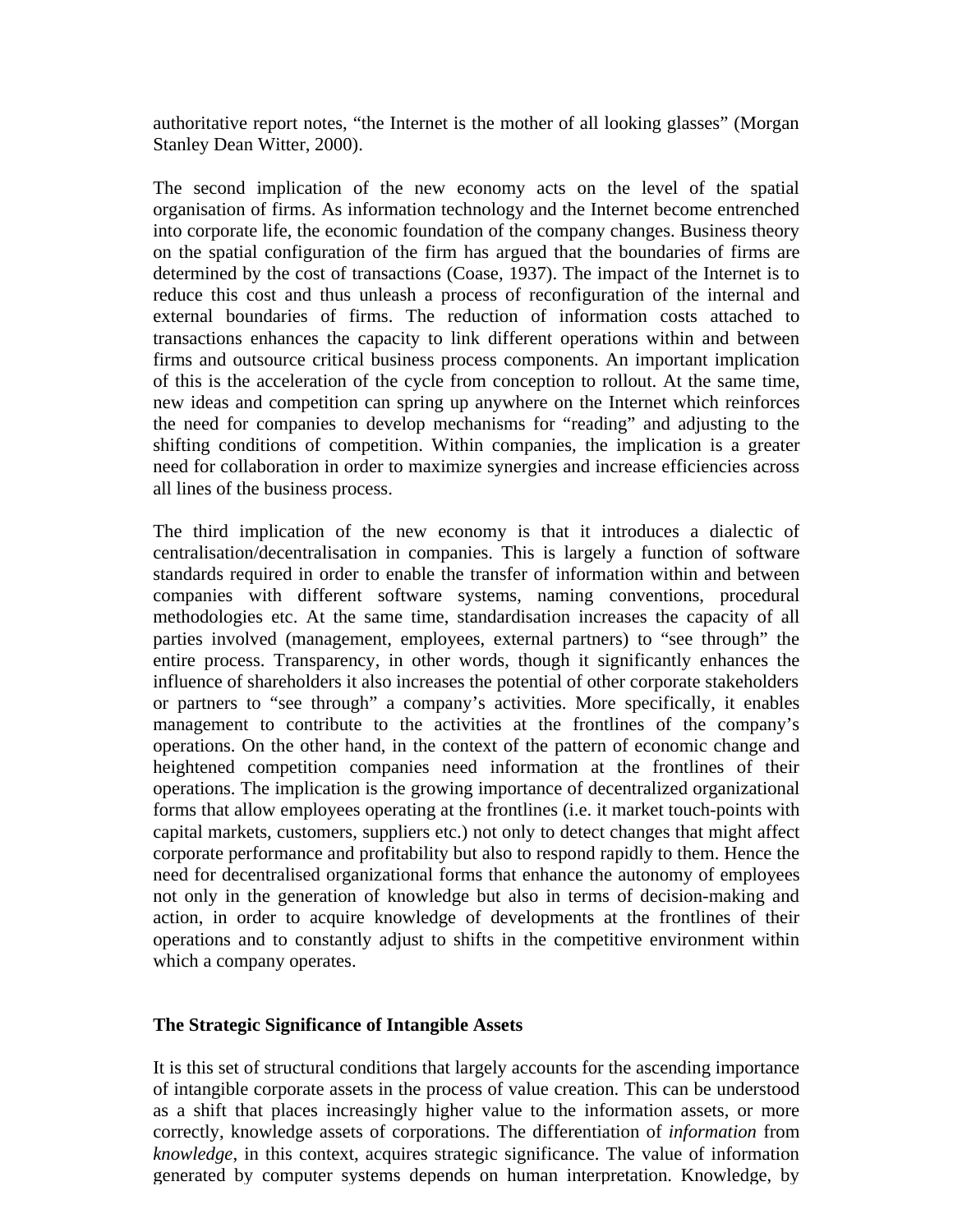authoritative report notes, "the Internet is the mother of all looking glasses" (Morgan Stanley Dean Witter, 2000).

The second implication of the new economy acts on the level of the spatial organisation of firms. As information technology and the Internet become entrenched into corporate life, the economic foundation of the company changes. Business theory on the spatial configuration of the firm has argued that the boundaries of firms are determined by the cost of transactions (Coase, 1937). The impact of the Internet is to reduce this cost and thus unleash a process of reconfiguration of the internal and external boundaries of firms. The reduction of information costs attached to transactions enhances the capacity to link different operations within and between firms and outsource critical business process components. An important implication of this is the acceleration of the cycle from conception to rollout. At the same time, new ideas and competition can spring up anywhere on the Internet which reinforces the need for companies to develop mechanisms for "reading" and adjusting to the shifting conditions of competition. Within companies, the implication is a greater need for collaboration in order to maximize synergies and increase efficiencies across all lines of the business process.

The third implication of the new economy is that it introduces a dialectic of centralisation/decentralisation in companies. This is largely a function of software standards required in order to enable the transfer of information within and between companies with different software systems, naming conventions, procedural methodologies etc. At the same time, standardisation increases the capacity of all parties involved (management, employees, external partners) to "see through" the entire process. Transparency, in other words, though it significantly enhances the influence of shareholders it also increases the potential of other corporate stakeholders or partners to "see through" a company's activities. More specifically, it enables management to contribute to the activities at the frontlines of the company's operations. On the other hand, in the context of the pattern of economic change and heightened competition companies need information at the frontlines of their operations. The implication is the growing importance of decentralized organizational forms that allow employees operating at the frontlines (i.e. it market touch-points with capital markets, customers, suppliers etc.) not only to detect changes that might affect corporate performance and profitability but also to respond rapidly to them. Hence the need for decentralised organizational forms that enhance the autonomy of employees not only in the generation of knowledge but also in terms of decision-making and action, in order to acquire knowledge of developments at the frontlines of their operations and to constantly adjust to shifts in the competitive environment within which a company operates.

## The Strategic Significance of Intangible Assets

It is this set of structural conditions that largely accounts for the ascending importance of intangible corporate assets in the process of value creation. This can be understood as a shift that places increasingly higher value to the information assets, or more correctly, knowledge assets of corporations. The differentiation of *information* from *knowledge*, in this context, acquires strategic significance. The value of information generated by computer systems depends on human interpretation. Knowledge, by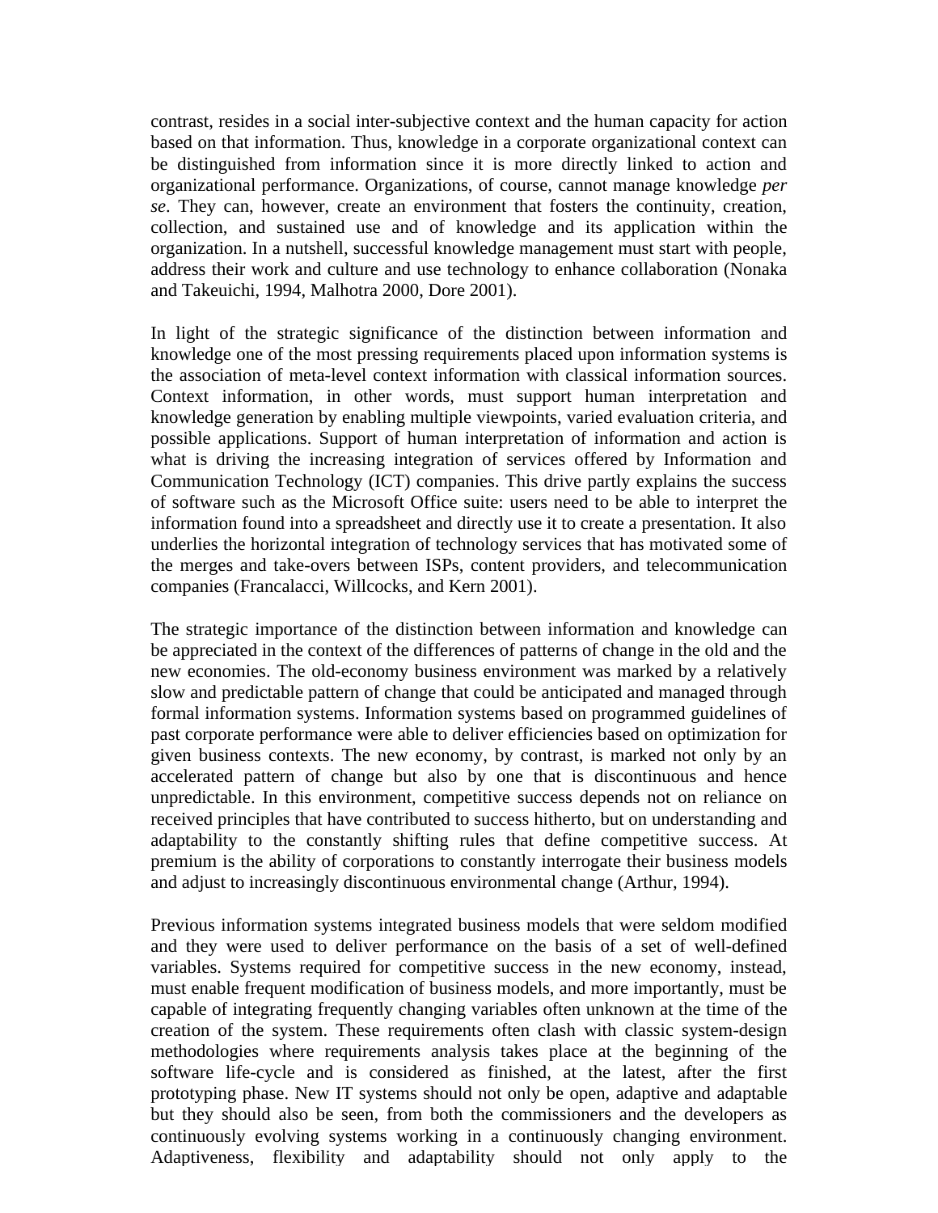contrast, resides in a social inter-subjective context and the human capacity for action based on that information. Thus, knowledge in a corporate organizational context can be distinguished from information since it is more directly linked to action and organizational performance. Organizations, of course, cannot manage knowledge *per se*. They can, however, create an environment that fosters the continuity, creation, collection, and sustained use and of knowledge and its application within the organization. In a nutshell, successful knowledge management must start with people, address their work and culture and use technology to enhance collaboration (Nonaka and Takeuichi, 1994, Malhotra 2000, Dore 2001).

In light of the strategic significance of the distinction between information and knowledge one of the most pressing requirements placed upon information systems is the association of meta-level context information with classical information sources. Context information, in other words, must support human interpretation and knowledge generation by enabling multiple viewpoints, varied evaluation criteria, and possible applications. Support of human interpretation of information and action is what is driving the increasing integration of services offered by Information and Communication Technology (ICT) companies. This drive partly explains the success of software such as the Microsoft Office suite: users need to be able to interpret the information found into a spreadsheet and directly use it to create a presentation. It also underlies the horizontal integration of technology services that has motivated some of the merges and take-overs between ISPs, content providers, and telecommunication companies (Francalacci, Willcocks, and Kern 2001).

The strategic importance of the distinction between information and knowledge can be appreciated in the context of the differences of patterns of change in the old and the new economies. The old-economy business environment was marked by a relatively slow and predictable pattern of change that could be anticipated and managed through formal information systems. Information systems based on programmed guidelines of past corporate performance were able to deliver efficiencies based on optimization for given business contexts. The new economy, by contrast, is marked not only by an accelerated pattern of change but also by one that is discontinuous and hence unpredictable. In this environment, competitive success depends not on reliance on received principles that have contributed to success hitherto, but on understanding and adaptability to the constantly shifting rules that define competitive success. At premium is the ability of corporations to constantly interrogate their business models and adjust to increasingly discontinuous environmental change (Arthur, 1994).

Previous information systems integrated business models that were seldom modified and they were used to deliver performance on the basis of a set of well-defined variables. Systems required for competitive success in the new economy, instead, must enable frequent modification of business models, and more importantly, must be capable of integrating frequently changing variables often unknown at the time of the creation of the system. These requirements often clash with classic system-design methodologies where requirements analysis takes place at the beginning of the software life-cycle and is considered as finished, at the latest, after the first prototyping phase. New IT systems should not only be open, adaptive and adaptable but they should also be seen, from both the commissioners and the developers as continuously evolving systems working in a continuously changing environment. Adaptiveness, flexibility and adaptability should not only apply to the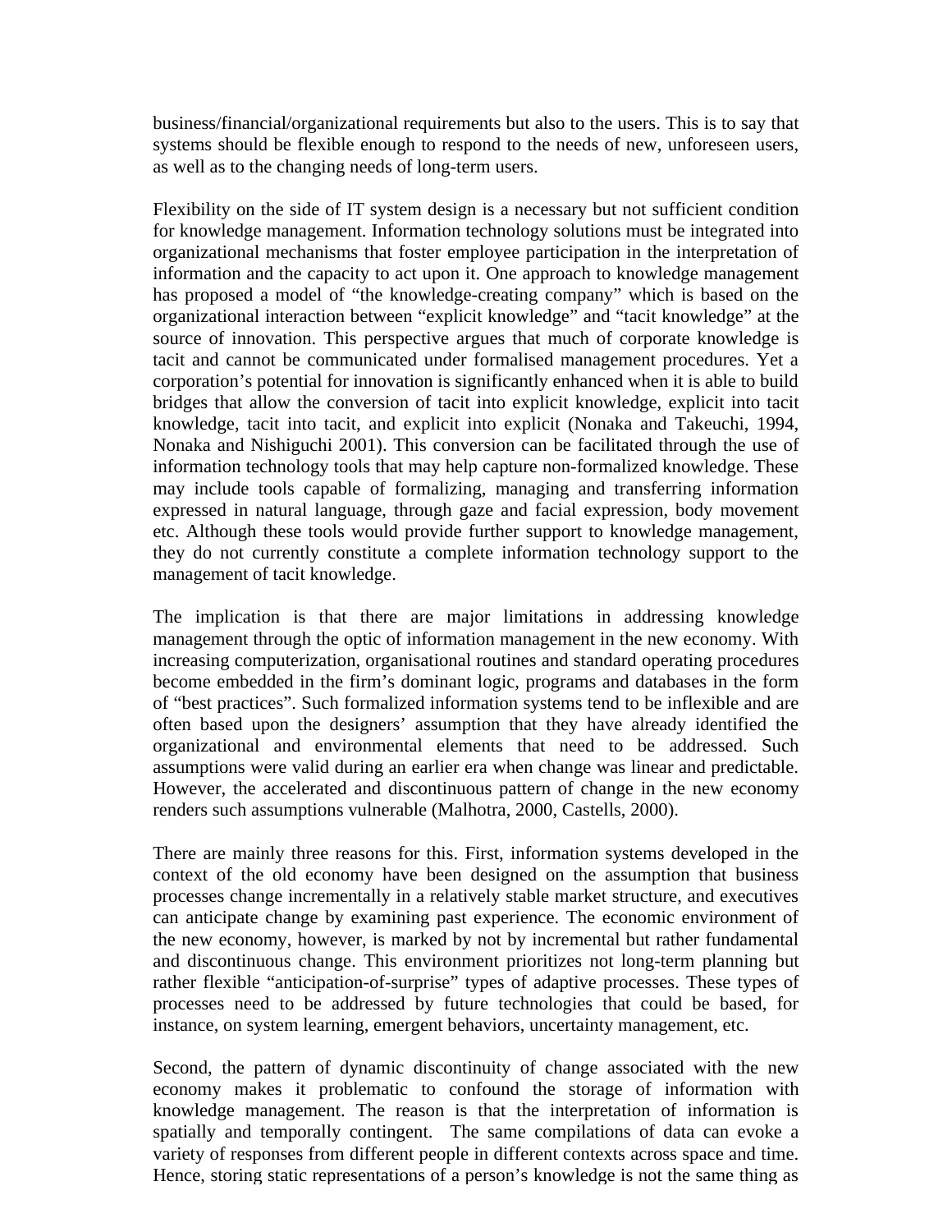business/financial/organizational requirements but also to the users. This is to say that systems should be flexible enough to respond to the needs of new, unforeseen users, as well as to the changing needs of long-term users.

Flexibility on the side of IT system design is a necessary but not sufficient condition for knowledge management. Information technology solutions must be integrated into organizational mechanisms that foster employee participation in the interpretation of information and the capacity to act upon it. One approach to knowledge management has proposed a model of "the knowledge-creating company" which is based on the organizational interaction between "explicit knowledge" and "tacit knowledge" at the source of innovation. This perspective argues that much of corporate knowledge is tacit and cannot be communicated under formalised management procedures. Yet a corporation's potential for innovation is significantly enhanced when it is able to build bridges that allow the conversion of tacit into explicit knowledge, explicit into tacit knowledge, tacit into tacit, and explicit into explicit (Nonaka and Takeuchi, 1994, Nonaka and Nishiguchi 2001). This conversion can be facilitated through the use of information technology tools that may help capture non-formalized knowledge. These may include tools capable of formalizing, managing and transferring information expressed in natural language, through gaze and facial expression, body movement etc. Although these tools would provide further support to knowledge management, they do not currently constitute a complete information technology support to the management of tacit knowledge.

The implication is that there are major limitations in addressing knowledge management through the optic of information management in the new economy. With increasing computerization, organisational routines and standard operating procedures become embedded in the firm's dominant logic, programs and databases in the form of "best practices". Such formalized information systems tend to be inflexible and are often based upon the designers' assumption that they have already identified the organizational and environmental elements that need to be addressed. Such assumptions were valid during an earlier era when change was linear and predictable. However, the accelerated and discontinuous pattern of change in the new economy renders such assumptions vulnerable (Malhotra, 2000, Castells, 2000).

There are mainly three reasons for this. First, information systems developed in the context of the old economy have been designed on the assumption that business processes change incrementally in a relatively stable market structure, and executives can anticipate change by examining past experience. The economic environment of the new economy, however, is marked by not by incremental but rather fundamental and discontinuous change. This environment prioritizes not long-term planning but rather flexible "anticipation-of-surprise" types of adaptive processes. These types of processes need to be addressed by future technologies that could be based, for instance, on system learning, emergent behaviors, uncertainty management, etc.

Second, the pattern of dynamic discontinuity of change associated with the new economy makes it problematic to confound the storage of information with knowledge management. The reason is that the interpretation of information is spatially and temporally contingent. The same compilations of data can evoke a variety of responses from different people in different contexts across space and time. Hence, storing static representations of a person's knowledge is not the same thing as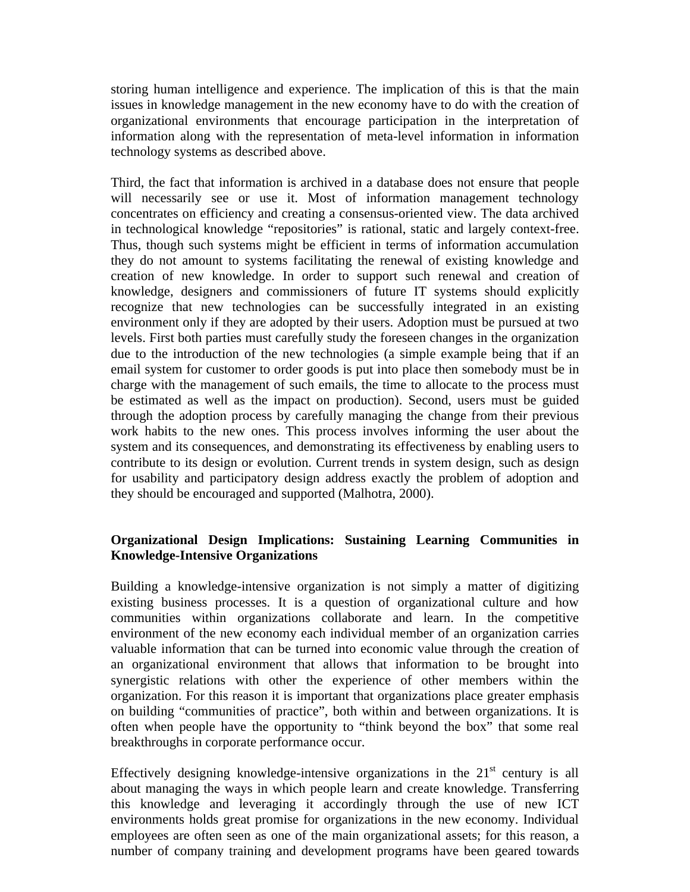storing human intelligence and experience. The implication of this is that the main issues in knowledge management in the new economy have to do with the creation of organizational environments that encourage participation in the interpretation of information along with the representation of meta-level information in information technology systems as described above.

Third, the fact that information is archived in a database does not ensure that people will necessarily see or use it. Most of information management technology concentrates on efficiency and creating a consensus-oriented view. The data archived in technological knowledge "repositories" is rational, static and largely context-free. Thus, though such systems might be efficient in terms of information accumulation they do not amount to systems facilitating the renewal of existing knowledge and creation of new knowledge. In order to support such renewal and creation of knowledge, designers and commissioners of future IT systems should explicitly recognize that new technologies can be successfully integrated in an existing environment only if they are adopted by their users. Adoption must be pursued at two levels. First both parties must carefully study the foreseen changes in the organization due to the introduction of the new technologies (a simple example being that if an email system for customer to order goods is put into place then somebody must be in charge with the management of such emails, the time to allocate to the process must be estimated as well as the impact on production). Second, users must be guided through the adoption process by carefully managing the change from their previous work habits to the new ones. This process involves informing the user about the system and its consequences, and demonstrating its effectiveness by enabling users to contribute to its design or evolution. Current trends in system design, such as design for usability and participatory design address exactly the problem of adoption and they should be encouraged and supported (Malhotra, 2000).

## Organizational Design Implications: Sustaining Learning Communities in Knowledge-Intensive Organizations

Building a knowledge-intensive organization is not simply a matter of digitizing existing business processes. It is a question of organizational culture and how communities within organizations collaborate and learn. In the competitive environment of the new economy each individual member of an organization carries valuable information that can be turned into economic value through the creation of an organizational environment that allows that information to be brought into synergistic relations with other the experience of other members within the organization. For this reason it is important that organizations place greater emphasis on building "communities of practice", both within and between organizations. It is often when people have the opportunity to "think beyond the box" that some real breakthroughs in corporate performance occur.

Effectively designing knowledge-intensive organizations in the 21st century is all about managing the ways in which people learn and create knowledge. Transferring this knowledge and leveraging it accordingly through the use of new ICT environments holds great promise for organizations in the new economy. Individual employees are often seen as one of the main organizational assets; for this reason, a number of company training and development programs have been geared towards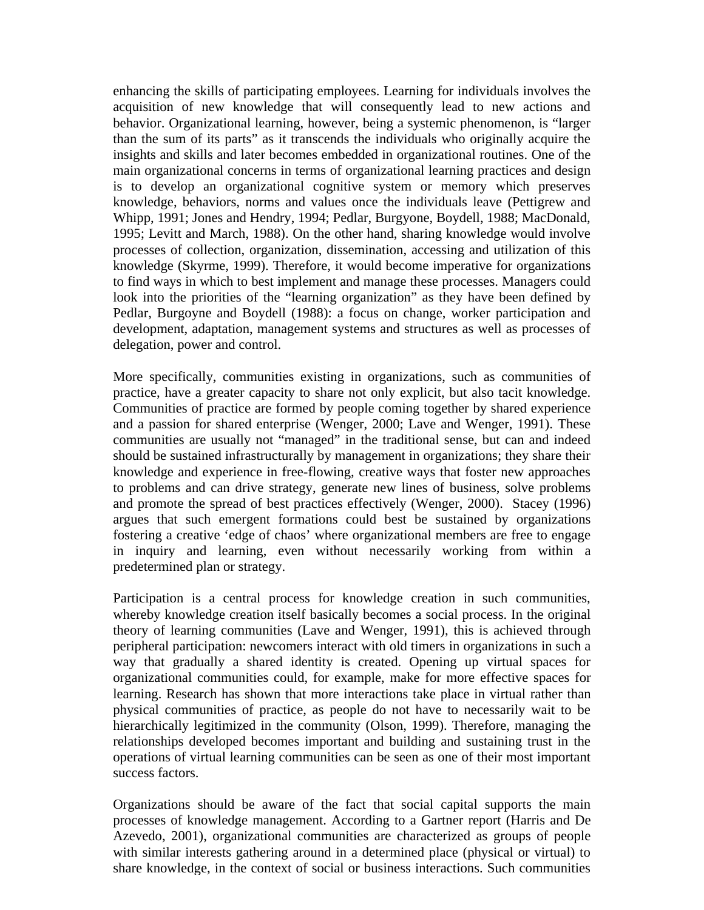enhancing the skills of participating employees. Learning for individuals involves the acquisition of new knowledge that will consequently lead to new actions and behavior. Organizational learning, however, being a systemic phenomenon, is "larger than the sum of its parts" as it transcends the individuals who originally acquire the insights and skills and later becomes embedded in organizational routines. One of the main organizational concerns in terms of organizational learning practices and design is to develop an organizational cognitive system or memory which preserves knowledge, behaviors, norms and values once the individuals leave (Pettigrew and Whipp, 1991; Jones and Hendry, 1994; Pedlar, Burgyone, Boydell, 1988; MacDonald, 1995; Levitt and March, 1988). On the other hand, sharing knowledge would involve processes of collection, organization, dissemination, accessing and utilization of this knowledge (Skyrme, 1999). Therefore, it would become imperative for organizations to find ways in which to best implement and manage these processes. Managers could look into the priorities of the "learning organization" as they have been defined by Pedlar, Burgoyne and Boydell (1988): a focus on change, worker participation and development, adaptation, management systems and structures as well as processes of delegation, power and control.

More specifically, communities existing in organizations, such as communities of practice, have a greater capacity to share not only explicit, but also tacit knowledge. Communities of practice are formed by people coming together by shared experience and a passion for shared enterprise (Wenger, 2000; Lave and Wenger, 1991). These communities are usually not "managed" in the traditional sense, but can and indeed should be sustained infrastructurally by management in organizations; they share their knowledge and experience in free-flowing, creative ways that foster new approaches to problems and can drive strategy, generate new lines of business, solve problems and promote the spread of best practices effectively (Wenger, 2000). Stacey (1996) argues that such emergent formations could best be sustained by organizations fostering a creative 'edge of chaos' where organizational members are free to engage in inquiry and learning, even without necessarily working from within a predetermined plan or strategy.

Participation is a central process for knowledge creation in such communities, whereby knowledge creation itself basically becomes a social process. In the original theory of learning communities (Lave and Wenger, 1991), this is achieved through peripheral participation: newcomers interact with old timers in organizations in such a way that gradually a shared identity is created. Opening up virtual spaces for organizational communities could, for example, make for more effective spaces for learning. Research has shown that more interactions take place in virtual rather than physical communities of practice, as people do not have to necessarily wait to be hierarchically legitimized in the community (Olson, 1999). Therefore, managing the relationships developed becomes important and building and sustaining trust in the operations of virtual learning communities can be seen as one of their most important success factors.

Organizations should be aware of the fact that social capital supports the main processes of knowledge management. According to a Gartner report (Harris and De Azevedo, 2001), organizational communities are characterized as groups of people with similar interests gathering around in a determined place (physical or virtual) to share knowledge, in the context of social or business interactions. Such communities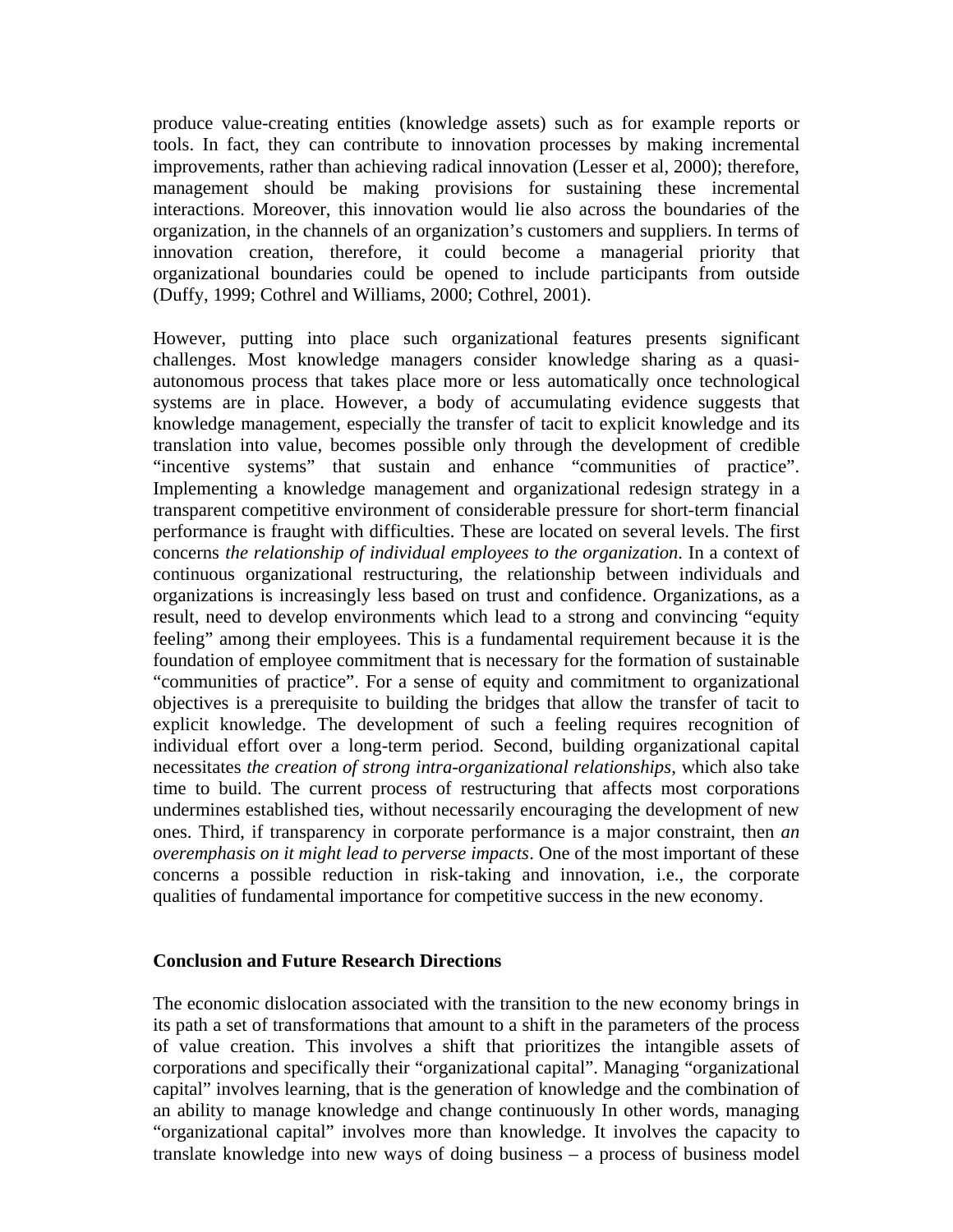produce value-creating entities (knowledge assets) such as for example reports or tools. In fact, they can contribute to innovation processes by making incremental improvements, rather than achieving radical innovation (Lesser et al, 2000); therefore, management should be making provisions for sustaining these incremental interactions. Moreover, this innovation would lie also across the boundaries of the organization, in the channels of an organization's customers and suppliers. In terms of innovation creation, therefore, it could become a managerial priority that organizational boundaries could be opened to include participants from outside (Duffy, 1999; Cothrel and Williams, 2000; Cothrel, 2001).

However, putting into place such organizational features presents significant challenges. Most knowledge managers consider knowledge sharing as a quasi-autonomous process that takes place more or less automatically once technological systems are in place. However, a body of accumulating evidence suggests that knowledge management, especially the transfer of tacit to explicit knowledge and its translation into value, becomes possible only through the development of credible "incentive systems" that sustain and enhance "communities of practice". Implementing a knowledge management and organizational redesign strategy in a transparent competitive environment of considerable pressure for short-term financial performance is fraught with difficulties. These are located on several levels. The first concerns *the relationship of individual employees to the organization*. In a context of continuous organizational restructuring, the relationship between individuals and organizations is increasingly less based on trust and confidence. Organizations, as a result, need to develop environments which lead to a strong and convincing "equity feeling" among their employees. This is a fundamental requirement because it is the foundation of employee commitment that is necessary for the formation of sustainable "communities of practice". For a sense of equity and commitment to organizational objectives is a prerequisite to building the bridges that allow the transfer of tacit to explicit knowledge. The development of such a feeling requires recognition of individual effort over a long-term period. Second, building organizational capital necessitates *the creation of strong intra-organizational relationships*, which also take time to build. The current process of restructuring that affects most corporations undermines established ties, without necessarily encouraging the development of new ones. Third, if transparency in corporate performance is a major constraint, then *an overemphasis on it might lead to perverse impacts*. One of the most important of these concerns a possible reduction in risk-taking and innovation, i.e., the corporate qualities of fundamental importance for competitive success in the new economy.

## Conclusion and Future Research Directions

The economic dislocation associated with the transition to the new economy brings in its path a set of transformations that amount to a shift in the parameters of the process of value creation. This involves a shift that prioritizes the intangible assets of corporations and specifically their "organizational capital". Managing "organizational capital" involves learning, that is the generation of knowledge and the combination of an ability to manage knowledge and change continuously In other words, managing "organizational capital" involves more than knowledge. It involves the capacity to translate knowledge into new ways of doing business – a process of business model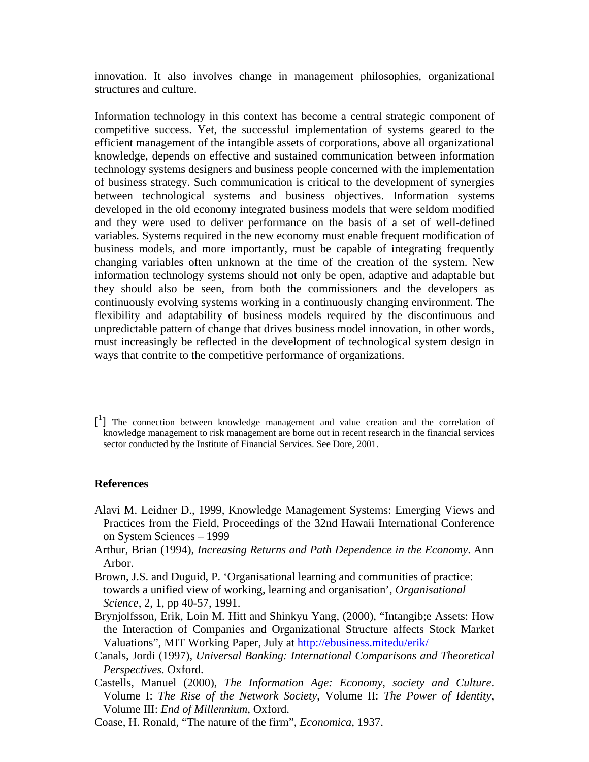innovation. It also involves change in management philosophies, organizational structures and culture.

Information technology in this context has become a central strategic component of competitive success. Yet, the successful implementation of systems geared to the efficient management of the intangible assets of corporations, above all organizational knowledge, depends on effective and sustained communication between information technology systems designers and business people concerned with the implementation of business strategy. Such communication is critical to the development of synergies between technological systems and business objectives. Information systems developed in the old economy integrated business models that were seldom modified and they were used to deliver performance on the basis of a set of well-defined variables. Systems required in the new economy must enable frequent modification of business models, and more importantly, must be capable of integrating frequently changing variables often unknown at the time of the creation of the system. New information technology systems should not only be open, adaptive and adaptable but they should also be seen, from both the commissioners and the developers as continuously evolving systems working in a continuously changing environment. The flexibility and adaptability of business models required by the discontinuous and unpredictable pattern of change that drives business model innovation, in other words, must increasingly be reflected in the development of technological system design in ways that contrite to the competitive performance of organizations.

---

[1] The connection between knowledge management and value creation and the correlation of knowledge management to risk management are borne out in recent research in the financial services sector conducted by the Institute of Financial Services. See Dore, 2001.

## References

Alavi M. Leidner D., 1999, Knowledge Management Systems: Emerging Views and Practices from the Field, Proceedings of the 32nd Hawaii International Conference on System Sciences – 1999

Arthur, Brian (1994), *Increasing Returns and Path Dependence in the Economy*. Ann Arbor.

Brown, J.S. and Duguid, P. 'Organisational learning and communities of practice: towards a unified view of working, learning and organisation', *Organisational Science*, 2, 1, pp 40-57, 1991.

Brynjolfsson, Erik, Loin M. Hitt and Shinkyu Yang, (2000), "Intangib;e Assets: How the Interaction of Companies and Organizational Structure affects Stock Market Valuations", MIT Working Paper, July at http://ebusiness.mitedu/erik/

Canals, Jordi (1997), *Universal Banking: International Comparisons and Theoretical Perspectives*. Oxford.

Castells, Manuel (2000), *The Information Age: Economy, society and Culture*. Volume I: *The Rise of the Network Society*, Volume II: *The Power of Identity*, Volume III: *End of Millennium*, Oxford.

Coase, H. Ronald, "The nature of the firm", *Economica*, 1937.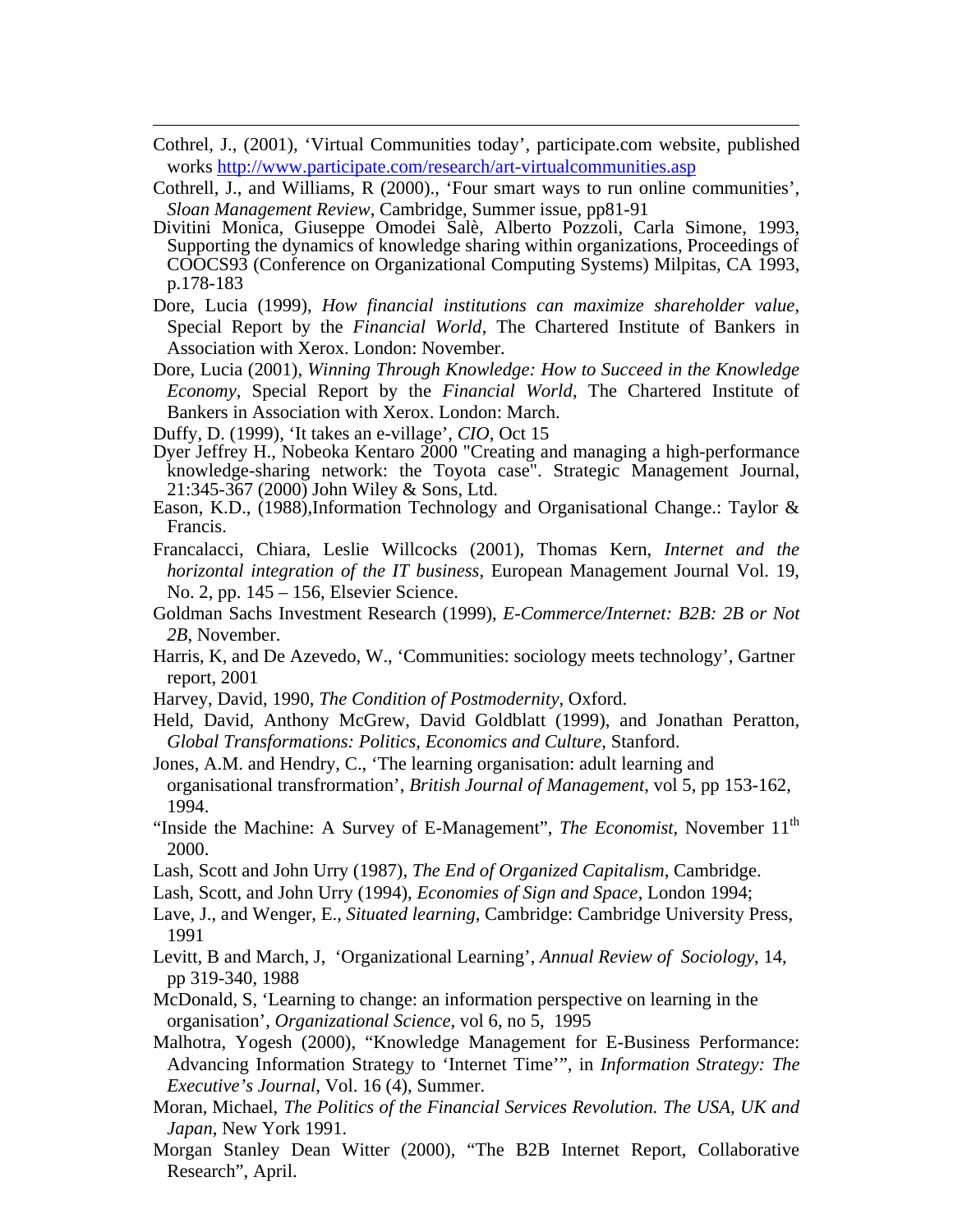Cothrel, J., (2001), 'Virtual Communities today', participate.com website, published works http://www.participate.com/research/art-virtualcommunities.asp

Cothrell, J., and Williams, R (2000)., 'Four smart ways to run online communities', *Sloan Management Review*, Cambridge, Summer issue, pp81-91

Divitini Monica, Giuseppe Omodei Salè, Alberto Pozzoli, Carla Simone, 1993, Supporting the dynamics of knowledge sharing within organizations, Proceedings of COOCS93 (Conference on Organizational Computing Systems) Milpitas, CA 1993, p.178-183

Dore, Lucia (1999), *How financial institutions can maximize shareholder value*, Special Report by the *Financial World*, The Chartered Institute of Bankers in Association with Xerox. London: November.

Dore, Lucia (2001), *Winning Through Knowledge: How to Succeed in the Knowledge Economy*, Special Report by the *Financial World*, The Chartered Institute of Bankers in Association with Xerox. London: March.

Duffy, D. (1999), 'It takes an e-village', *CIO*, Oct 15

Dyer Jeffrey H., Nobeoka Kentaro 2000 "Creating and managing a high-performance knowledge-sharing network: the Toyota case". Strategic Management Journal, 21:345-367 (2000) John Wiley & Sons, Ltd.

Eason, K.D., (1988),Information Technology and Organisational Change.: Taylor & Francis.

Francalacci, Chiara, Leslie Willcocks (2001), Thomas Kern, *Internet and the horizontal integration of the IT business*, European Management Journal Vol. 19, No. 2, pp. 145 – 156, Elsevier Science.

Goldman Sachs Investment Research (1999), *E-Commerce/Internet: B2B: 2B or Not 2B*, November.

Harris, K, and De Azevedo, W., 'Communities: sociology meets technology', Gartner report, 2001

Harvey, David, 1990, *The Condition of Postmodernity*, Oxford.

Held, David, Anthony McGrew, David Goldblatt (1999), and Jonathan Peratton, *Global Transformations: Politics, Economics and Culture*, Stanford.

Jones, A.M. and Hendry, C., 'The learning organisation: adult learning and organisational transfrormation', *British Journal of Management*, vol 5, pp 153-162, 1994.

"Inside the Machine: A Survey of E-Management", *The Economist*, November 11th 2000.

Lash, Scott and John Urry (1987), *The End of Organized Capitalism*, Cambridge.

Lash, Scott, and John Urry (1994), *Economies of Sign and Space*, London 1994;

Lave, J., and Wenger, E., *Situated learning*, Cambridge: Cambridge University Press, 1991

Levitt, B and March, J, 'Organizational Learning', *Annual Review of Sociology*, 14, pp 319-340, 1988

McDonald, S, 'Learning to change: an information perspective on learning in the organisation', *Organizational Science*, vol 6, no 5, 1995

Malhotra, Yogesh (2000), "Knowledge Management for E-Business Performance: Advancing Information Strategy to 'Internet Time'", in *Information Strategy: The Executive's Journal*, Vol. 16 (4), Summer.

Moran, Michael, *The Politics of the Financial Services Revolution. The USA, UK and Japan*, New York 1991.

Morgan Stanley Dean Witter (2000), "The B2B Internet Report, Collaborative Research", April.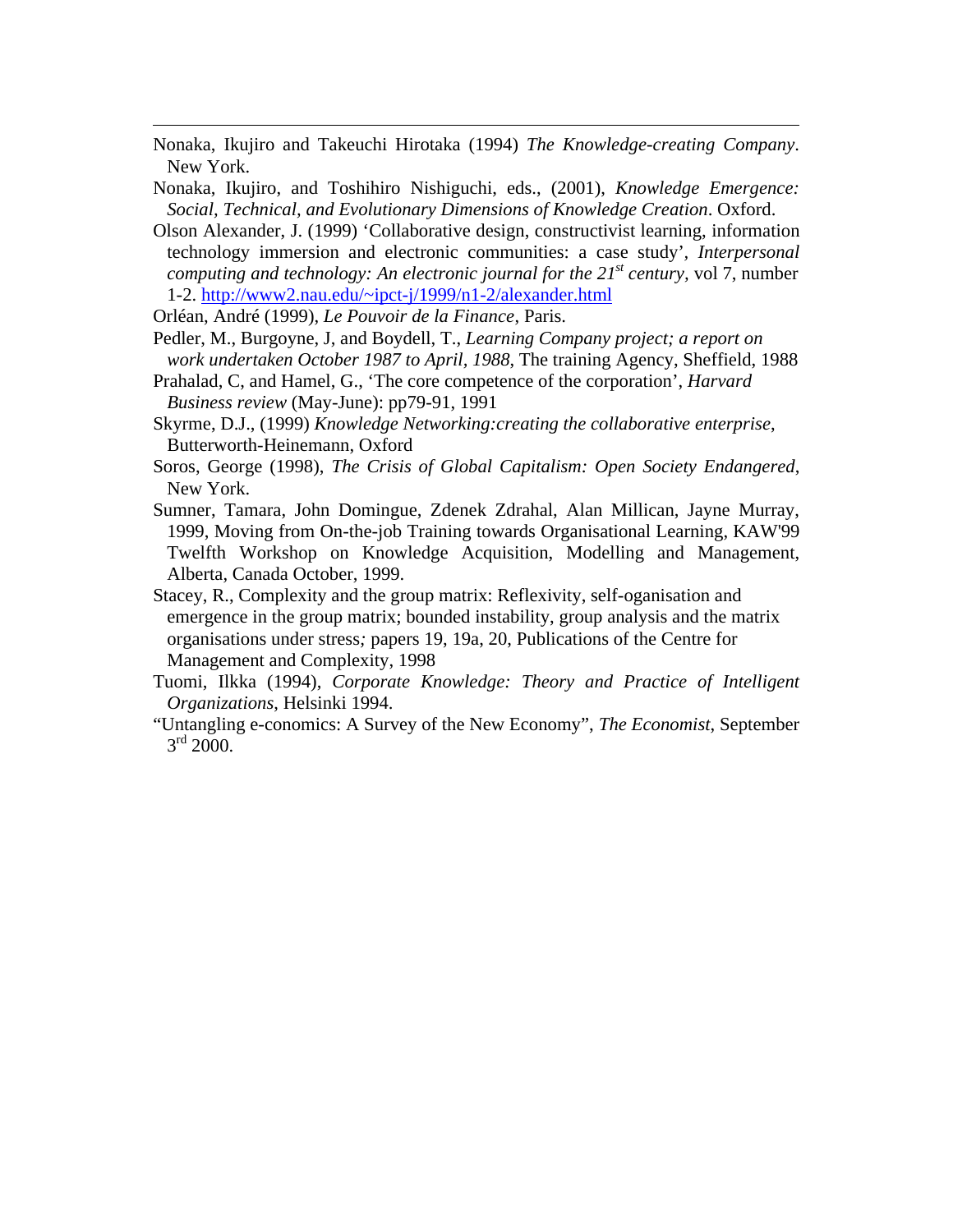Nonaka, Ikujiro and Takeuchi Hirotaka (1994) *The Knowledge-creating Company*. New York.

Nonaka, Ikujiro, and Toshihiro Nishiguchi, eds., (2001), *Knowledge Emergence: Social, Technical, and Evolutionary Dimensions of Knowledge Creation*. Oxford.

Olson Alexander, J. (1999) 'Collaborative design, constructivist learning, information technology immersion and electronic communities: a case study', *Interpersonal computing and technology: An electronic journal for the 21st century*, vol 7, number 1-2. http://www2.nau.edu/~ipct-j/1999/n1-2/alexander.html

Orléan, André (1999), *Le Pouvoir de la Finance*, Paris.

Pedler, M., Burgoyne, J, and Boydell, T., *Learning Company project; a report on work undertaken October 1987 to April, 1988*, The training Agency, Sheffield, 1988

Prahalad, C, and Hamel, G., 'The core competence of the corporation', *Harvard Business review* (May-June): pp79-91, 1991

Skyrme, D.J., (1999) *Knowledge Networking:creating the collaborative enterprise*, Butterworth-Heinemann, Oxford

Soros, George (1998), *The Crisis of Global Capitalism: Open Society Endangered*, New York.

Sumner, Tamara, John Domingue, Zdenek Zdrahal, Alan Millican, Jayne Murray, 1999, Moving from On-the-job Training towards Organisational Learning, KAW'99 Twelfth Workshop on Knowledge Acquisition, Modelling and Management, Alberta, Canada October, 1999.

Stacey, R., Complexity and the group matrix: Reflexivity, self-oganisation and emergence in the group matrix; bounded instability, group analysis and the matrix organisations under stress*;* papers 19, 19a, 20, Publications of the Centre for Management and Complexity, 1998

Tuomi, Ilkka (1994), *Corporate Knowledge: Theory and Practice of Intelligent Organizations*, Helsinki 1994.

"Untangling e-conomics: A Survey of the New Economy", *The Economist*, September 3rd 2000.